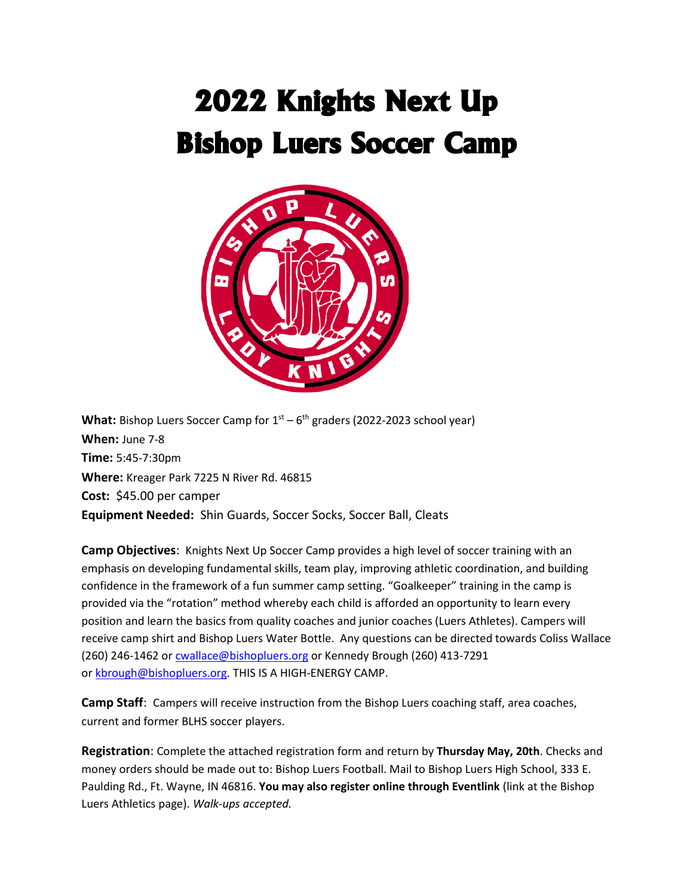# 2022 Knights Next Up
# Bishop Luers Soccer Camp

**What:** Bishop Luers Soccer Camp for 1st – 6th graders (2022-2023 school year)
**When:** June 7-8
**Time:** 5:45-7:30pm
**Where:** Kreager Park 7225 N River Rd. 46815
**Cost:** $45.00 per camper
**Equipment Needed:** Shin Guards, Soccer Socks, Soccer Ball, Cleats

**Camp Objectives**: Knights Next Up Soccer Camp provides a high level of soccer training with an emphasis on developing fundamental skills, team play, improving athletic coordination, and building confidence in the framework of a fun summer camp setting. "Goalkeeper" training in the camp is provided via the "rotation" method whereby each child is afforded an opportunity to learn every position and learn the basics from quality coaches and junior coaches (Luers Athletes). Campers will receive camp shirt and Bishop Luers Water Bottle. Any questions can be directed towards Coliss Wallace (260) 246-1462 or cwallace@bishopluers.org or Kennedy Brough (260) 413-7291 or kbrough@bishopluers.org. THIS IS A HIGH-ENERGY CAMP.

**Camp Staff**: Campers will receive instruction from the Bishop Luers coaching staff, area coaches, current and former BLHS soccer players.

**Registration**: Complete the attached registration form and return by **Thursday May, 20th**. Checks and money orders should be made out to: Bishop Luers Football. Mail to Bishop Luers High School, 333 E. Paulding Rd., Ft. Wayne, IN 46816. **You may also register online through Eventlink** (link at the Bishop Luers Athletics page). *Walk-ups accepted.*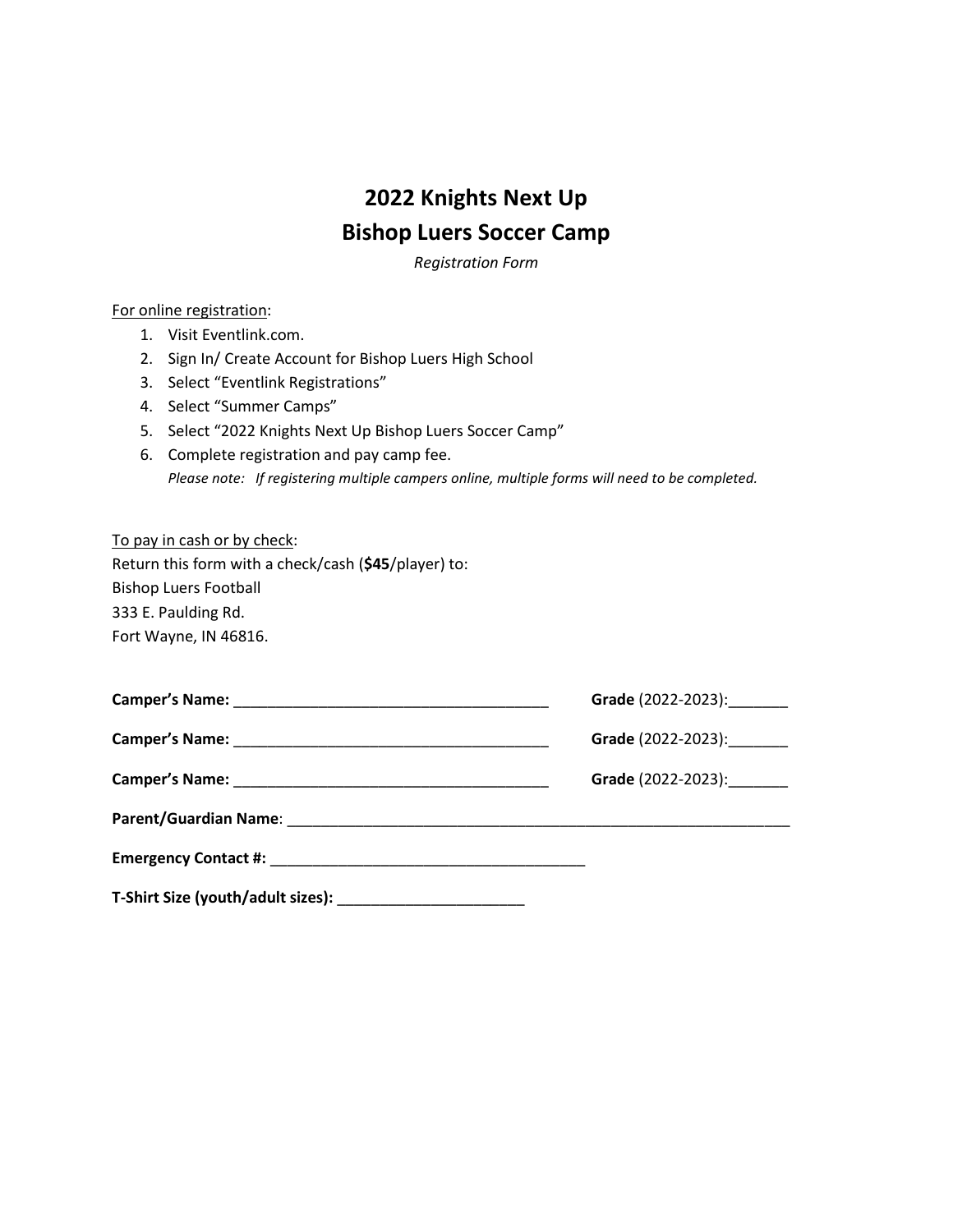# 2022 Knights Next Up
# Bishop Luers Soccer Camp

*Registration Form*

<u>For online registration</u>:

1. Visit Eventlink.com.
2. Sign In/ Create Account for Bishop Luers High School
3. Select "Eventlink Registrations"
4. Select "Summer Camps"
5. Select "2022 Knights Next Up Bishop Luers Soccer Camp"
6. Complete registration and pay camp fee.
   *Please note: If registering multiple campers online, multiple forms will need to be completed.*

<u>To pay in cash or by check</u>:
Return this form with a check/cash (**$45**/player) to:
Bishop Luers Football
333 E. Paulding Rd.
Fort Wayne, IN 46816.

**Camper's Name:** ______________________________________ **Grade** (2022-2023):_______

**Camper's Name:** ______________________________________ **Grade** (2022-2023):_______

**Camper's Name:** ______________________________________ **Grade** (2022-2023):_______

**Parent/Guardian Name**: ______________________________________________________________

**Emergency Contact #:** ______________________________________

**T-Shirt Size (youth/adult sizes):** ______________________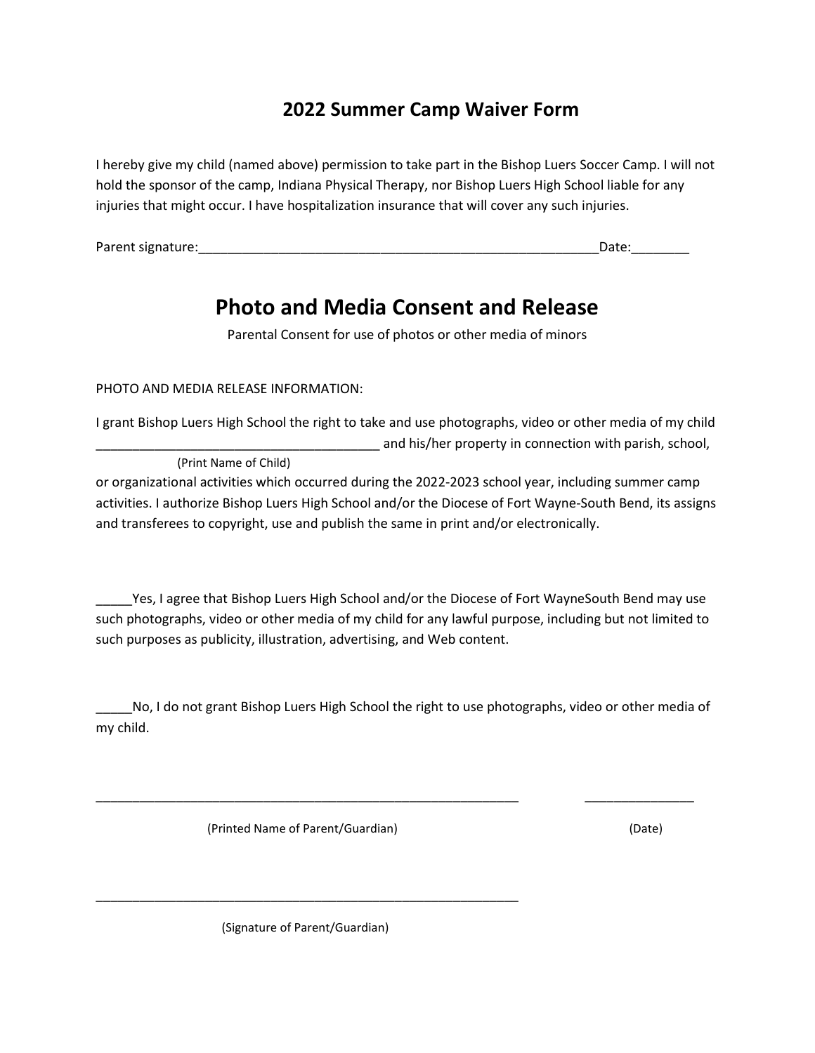## 2022 Summer Camp Waiver Form

I hereby give my child (named above) permission to take part in the Bishop Luers Soccer Camp. I will not hold the sponsor of the camp, Indiana Physical Therapy, nor Bishop Luers High School liable for any injuries that might occur. I have hospitalization insurance that will cover any such injuries.

Parent signature:_______________________________________________________Date:________

# Photo and Media Consent and Release

Parental Consent for use of photos or other media of minors

PHOTO AND MEDIA RELEASE INFORMATION:

I grant Bishop Luers High School the right to take and use photographs, video or other media of my child ______________________________________ (Print Name of Child) and his/her property in connection with parish, school, or organizational activities which occurred during the 2022-2023 school year, including summer camp activities. I authorize Bishop Luers High School and/or the Diocese of Fort Wayne-South Bend, its assigns and transferees to copyright, use and publish the same in print and/or electronically.

_____Yes, I agree that Bishop Luers High School and/or the Diocese of Fort WayneSouth Bend may use such photographs, video or other media of my child for any lawful purpose, including but not limited to such purposes as publicity, illustration, advertising, and Web content.

_____No, I do not grant Bishop Luers High School the right to use photographs, video or other media of my child.

__________________________________________________________ _______________

(Printed Name of Parent/Guardian) (Date)

__________________________________________________________

(Signature of Parent/Guardian)